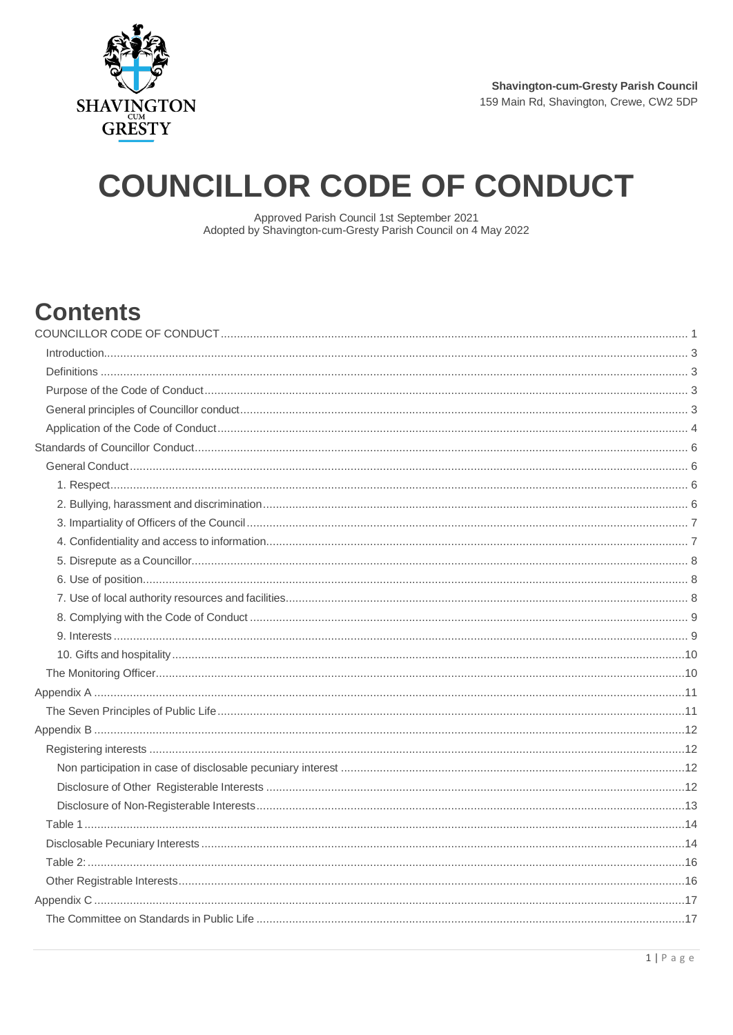**Shavington-cum-Gresty Parish Council**
159 Main Rd, Shavington, Crewe, CW2 5DP

SHAVINGTON CUM GRESTY

# COUNCILLOR CODE OF CONDUCT

Approved Parish Council 1st September 2021
Adopted by Shavington-cum-Gresty Parish Council on 4 May 2022

## Contents

- COUNCILLOR CODE OF CONDUCT ..... 1
  - Introduction ..... 3
  - Definitions ..... 3
  - Purpose of the Code of Conduct ..... 3
  - General principles of Councillor conduct ..... 3
  - Application of the Code of Conduct ..... 4
- Standards of Councillor Conduct ..... 6
  - General Conduct ..... 6
    - 1. Respect ..... 6
    - 2. Bullying, harassment and discrimination ..... 6
    - 3. Impartiality of Officers of the Council ..... 7
    - 4. Confidentiality and access to information ..... 7
    - 5. Disrepute as a Councillor ..... 8
    - 6. Use of position ..... 8
    - 7. Use of local authority resources and facilities ..... 8
    - 8. Complying with the Code of Conduct ..... 9
    - 9. Interests ..... 9
    - 10. Gifts and hospitality ..... 10
  - The Monitoring Officer ..... 10
- Appendix A ..... 11
  - The Seven Principles of Public Life ..... 11
- Appendix B ..... 12
  - Registering interests ..... 12
    - Non participation in case of disclosable pecuniary interest ..... 12
    - Disclosure of Other Registerable Interests ..... 12
    - Disclosure of Non-Registerable Interests ..... 13
  - Table 1 ..... 14
  - Disclosable Pecuniary Interests ..... 14
  - Table 2: ..... 16
  - Other Registrable Interests ..... 16
- Appendix C ..... 17
  - The Committee on Standards in Public Life ..... 17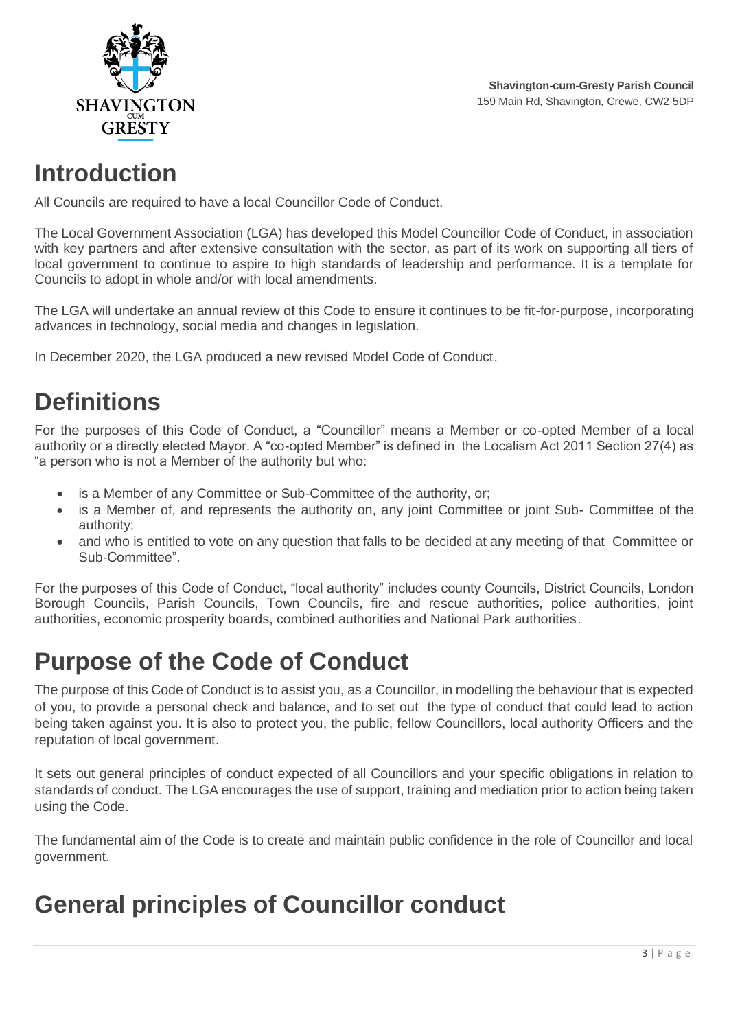# Introduction

All Councils are required to have a local Councillor Code of Conduct.

The Local Government Association (LGA) has developed this Model Councillor Code of Conduct, in association with key partners and after extensive consultation with the sector, as part of its work on supporting all tiers of local government to continue to aspire to high standards of leadership and performance. It is a template for Councils to adopt in whole and/or with local amendments.

The LGA will undertake an annual review of this Code to ensure it continues to be fit-for-purpose, incorporating advances in technology, social media and changes in legislation.

In December 2020, the LGA produced a new revised Model Code of Conduct.

# Definitions

For the purposes of this Code of Conduct, a "Councillor" means a Member or co-opted Member of a local authority or a directly elected Mayor. A "co-opted Member" is defined in the Localism Act 2011 Section 27(4) as "a person who is not a Member of the authority but who:

- is a Member of any Committee or Sub-Committee of the authority, or;
- is a Member of, and represents the authority on, any joint Committee or joint Sub- Committee of the authority;
- and who is entitled to vote on any question that falls to be decided at any meeting of that Committee or Sub-Committee".

For the purposes of this Code of Conduct, "local authority" includes county Councils, District Councils, London Borough Councils, Parish Councils, Town Councils, fire and rescue authorities, police authorities, joint authorities, economic prosperity boards, combined authorities and National Park authorities.

# Purpose of the Code of Conduct

The purpose of this Code of Conduct is to assist you, as a Councillor, in modelling the behaviour that is expected of you, to provide a personal check and balance, and to set out the type of conduct that could lead to action being taken against you. It is also to protect you, the public, fellow Councillors, local authority Officers and the reputation of local government.

It sets out general principles of conduct expected of all Councillors and your specific obligations in relation to standards of conduct. The LGA encourages the use of support, training and mediation prior to action being taken using the Code.

The fundamental aim of the Code is to create and maintain public confidence in the role of Councillor and local government.

# General principles of Councillor conduct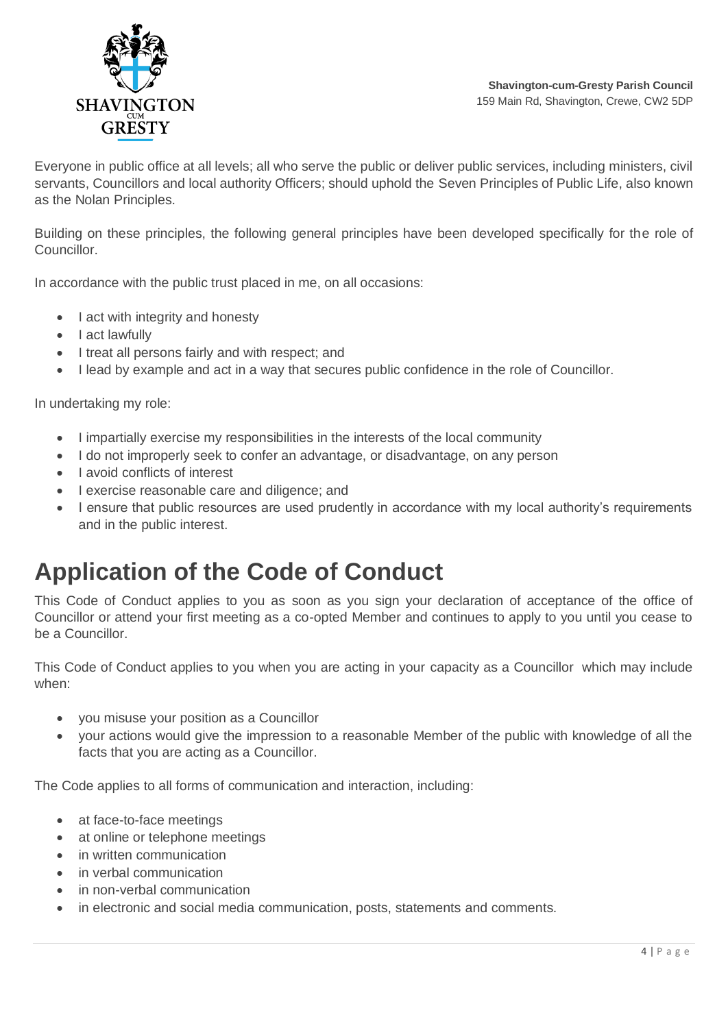Everyone in public office at all levels; all who serve the public or deliver public services, including ministers, civil servants, Councillors and local authority Officers; should uphold the Seven Principles of Public Life, also known as the Nolan Principles.

Building on these principles, the following general principles have been developed specifically for the role of Councillor.

In accordance with the public trust placed in me, on all occasions:

- I act with integrity and honesty
- I act lawfully
- I treat all persons fairly and with respect; and
- I lead by example and act in a way that secures public confidence in the role of Councillor.

In undertaking my role:

- I impartially exercise my responsibilities in the interests of the local community
- I do not improperly seek to confer an advantage, or disadvantage, on any person
- I avoid conflicts of interest
- I exercise reasonable care and diligence; and
- I ensure that public resources are used prudently in accordance with my local authority's requirements and in the public interest.

# Application of the Code of Conduct

This Code of Conduct applies to you as soon as you sign your declaration of acceptance of the office of Councillor or attend your first meeting as a co-opted Member and continues to apply to you until you cease to be a Councillor.

This Code of Conduct applies to you when you are acting in your capacity as a Councillor which may include when:

- you misuse your position as a Councillor
- your actions would give the impression to a reasonable Member of the public with knowledge of all the facts that you are acting as a Councillor.

The Code applies to all forms of communication and interaction, including:

- at face-to-face meetings
- at online or telephone meetings
- in written communication
- in verbal communication
- in non-verbal communication
- in electronic and social media communication, posts, statements and comments.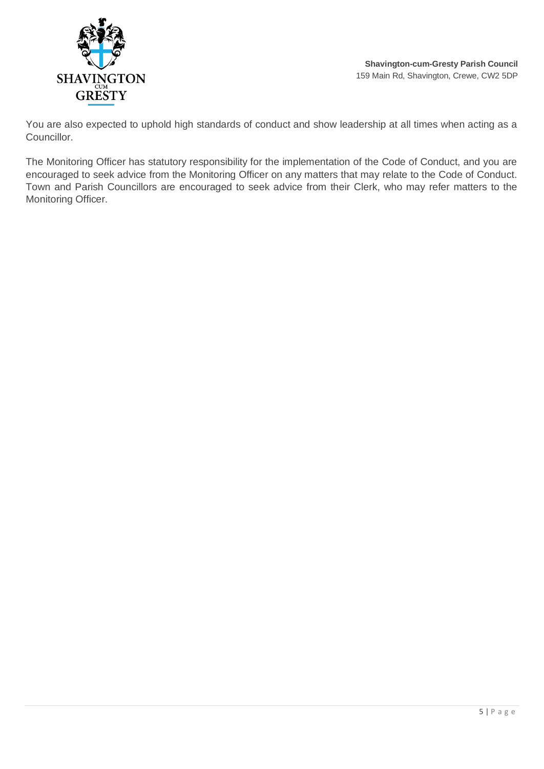You are also expected to uphold high standards of conduct and show leadership at all times when acting as a Councillor.

The Monitoring Officer has statutory responsibility for the implementation of the Code of Conduct, and you are encouraged to seek advice from the Monitoring Officer on any matters that may relate to the Code of Conduct. Town and Parish Councillors are encouraged to seek advice from their Clerk, who may refer matters to the Monitoring Officer.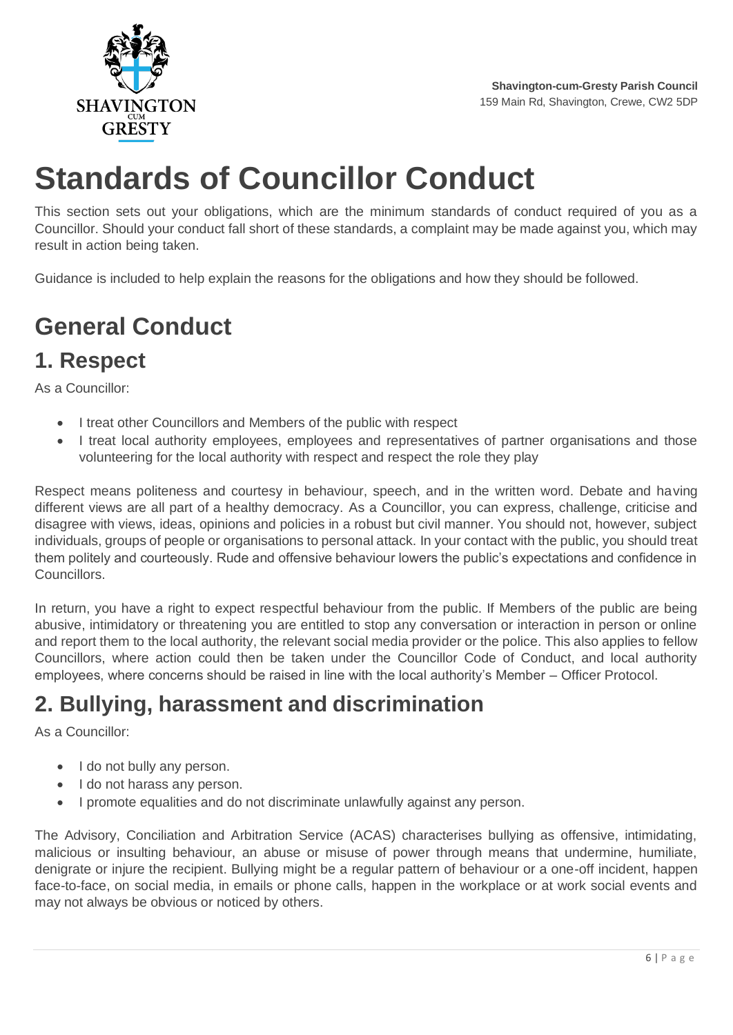**Shavington-cum-Gresty Parish Council**
159 Main Rd, Shavington, Crewe, CW2 5DP

# Standards of Councillor Conduct

This section sets out your obligations, which are the minimum standards of conduct required of you as a Councillor. Should your conduct fall short of these standards, a complaint may be made against you, which may result in action being taken.

Guidance is included to help explain the reasons for the obligations and how they should be followed.

## General Conduct

### 1. Respect

As a Councillor:

- I treat other Councillors and Members of the public with respect
- I treat local authority employees, employees and representatives of partner organisations and those volunteering for the local authority with respect and respect the role they play

Respect means politeness and courtesy in behaviour, speech, and in the written word. Debate and having different views are all part of a healthy democracy. As a Councillor, you can express, challenge, criticise and disagree with views, ideas, opinions and policies in a robust but civil manner. You should not, however, subject individuals, groups of people or organisations to personal attack. In your contact with the public, you should treat them politely and courteously. Rude and offensive behaviour lowers the public's expectations and confidence in Councillors.

In return, you have a right to expect respectful behaviour from the public. If Members of the public are being abusive, intimidatory or threatening you are entitled to stop any conversation or interaction in person or online and report them to the local authority, the relevant social media provider or the police. This also applies to fellow Councillors, where action could then be taken under the Councillor Code of Conduct, and local authority employees, where concerns should be raised in line with the local authority's Member – Officer Protocol.

### 2. Bullying, harassment and discrimination

As a Councillor:

- I do not bully any person.
- I do not harass any person.
- I promote equalities and do not discriminate unlawfully against any person.

The Advisory, Conciliation and Arbitration Service (ACAS) characterises bullying as offensive, intimidating, malicious or insulting behaviour, an abuse or misuse of power through means that undermine, humiliate, denigrate or injure the recipient. Bullying might be a regular pattern of behaviour or a one-off incident, happen face-to-face, on social media, in emails or phone calls, happen in the workplace or at work social events and may not always be obvious or noticed by others.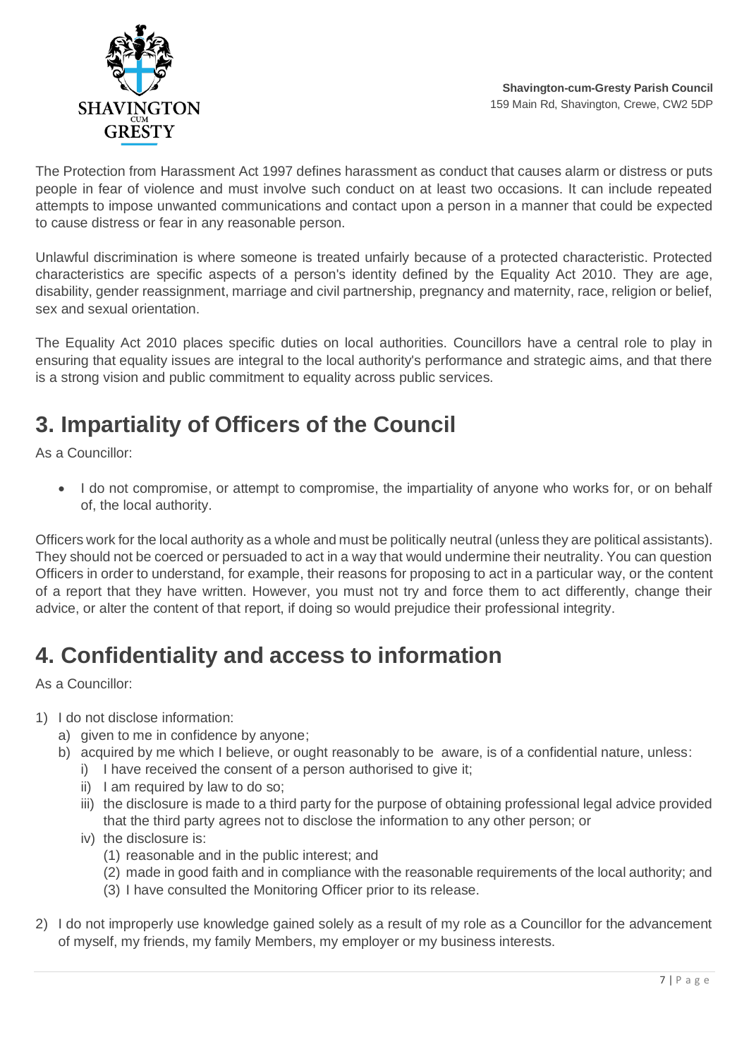The Protection from Harassment Act 1997 defines harassment as conduct that causes alarm or distress or puts people in fear of violence and must involve such conduct on at least two occasions. It can include repeated attempts to impose unwanted communications and contact upon a person in a manner that could be expected to cause distress or fear in any reasonable person.

Unlawful discrimination is where someone is treated unfairly because of a protected characteristic. Protected characteristics are specific aspects of a person's identity defined by the Equality Act 2010. They are age, disability, gender reassignment, marriage and civil partnership, pregnancy and maternity, race, religion or belief, sex and sexual orientation.

The Equality Act 2010 places specific duties on local authorities. Councillors have a central role to play in ensuring that equality issues are integral to the local authority's performance and strategic aims, and that there is a strong vision and public commitment to equality across public services.

# 3. Impartiality of Officers of the Council

As a Councillor:

- I do not compromise, or attempt to compromise, the impartiality of anyone who works for, or on behalf of, the local authority.

Officers work for the local authority as a whole and must be politically neutral (unless they are political assistants). They should not be coerced or persuaded to act in a way that would undermine their neutrality. You can question Officers in order to understand, for example, their reasons for proposing to act in a particular way, or the content of a report that they have written. However, you must not try and force them to act differently, change their advice, or alter the content of that report, if doing so would prejudice their professional integrity.

# 4. Confidentiality and access to information

As a Councillor:

1) I do not disclose information:
   a) given to me in confidence by anyone;
   b) acquired by me which I believe, or ought reasonably to be aware, is of a confidential nature, unless:
      i) I have received the consent of a person authorised to give it;
      ii) I am required by law to do so;
      iii) the disclosure is made to a third party for the purpose of obtaining professional legal advice provided that the third party agrees not to disclose the information to any other person; or
      iv) the disclosure is:
         (1) reasonable and in the public interest; and
         (2) made in good faith and in compliance with the reasonable requirements of the local authority; and
         (3) I have consulted the Monitoring Officer prior to its release.
2) I do not improperly use knowledge gained solely as a result of my role as a Councillor for the advancement of myself, my friends, my family Members, my employer or my business interests.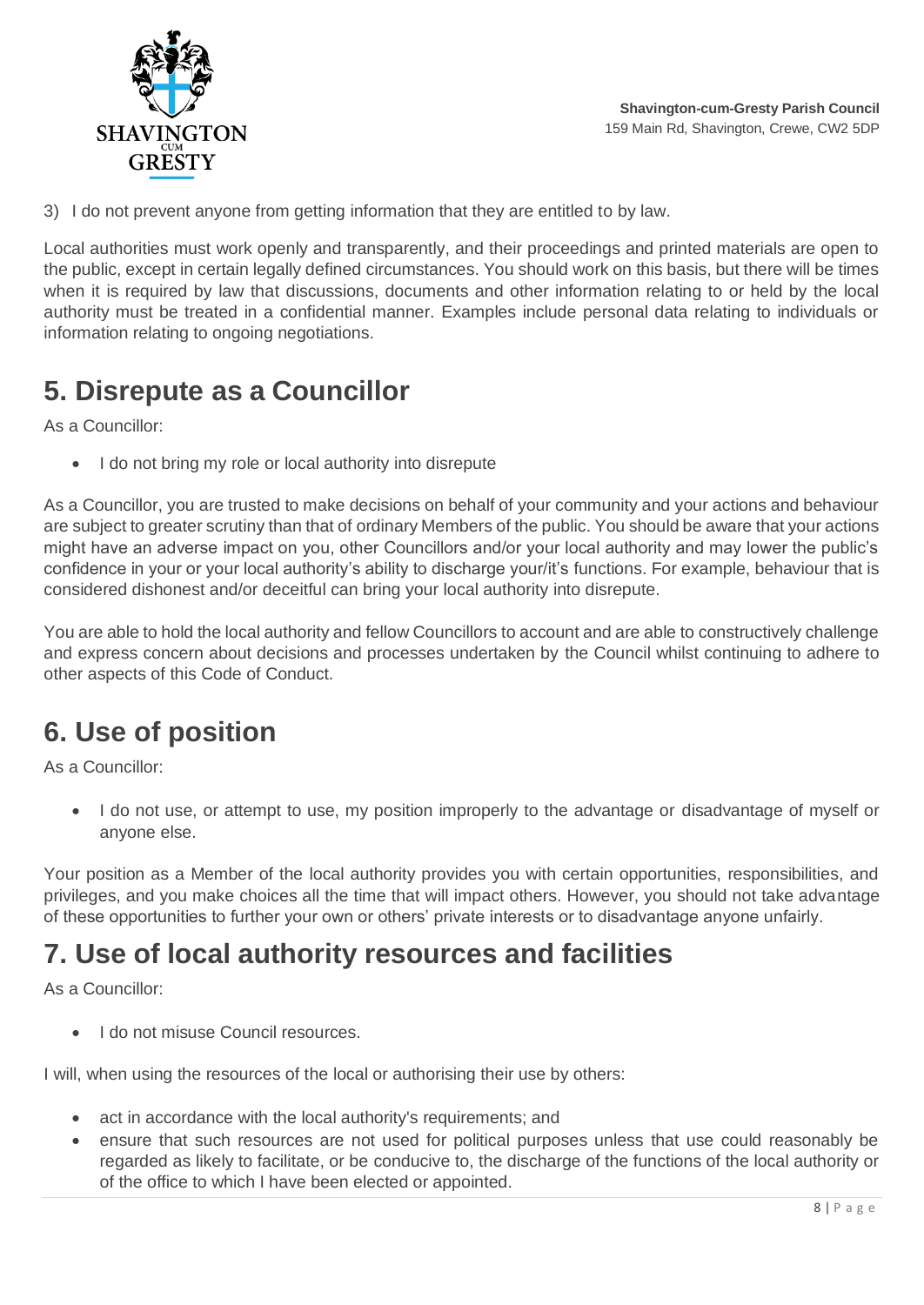3) I do not prevent anyone from getting information that they are entitled to by law.

Local authorities must work openly and transparently, and their proceedings and printed materials are open to the public, except in certain legally defined circumstances. You should work on this basis, but there will be times when it is required by law that discussions, documents and other information relating to or held by the local authority must be treated in a confidential manner. Examples include personal data relating to individuals or information relating to ongoing negotiations.

# 5. Disrepute as a Councillor

As a Councillor:

- I do not bring my role or local authority into disrepute

As a Councillor, you are trusted to make decisions on behalf of your community and your actions and behaviour are subject to greater scrutiny than that of ordinary Members of the public. You should be aware that your actions might have an adverse impact on you, other Councillors and/or your local authority and may lower the public's confidence in your or your local authority's ability to discharge your/it's functions. For example, behaviour that is considered dishonest and/or deceitful can bring your local authority into disrepute.

You are able to hold the local authority and fellow Councillors to account and are able to constructively challenge and express concern about decisions and processes undertaken by the Council whilst continuing to adhere to other aspects of this Code of Conduct.

# 6. Use of position

As a Councillor:

- I do not use, or attempt to use, my position improperly to the advantage or disadvantage of myself or anyone else.

Your position as a Member of the local authority provides you with certain opportunities, responsibilities, and privileges, and you make choices all the time that will impact others. However, you should not take advantage of these opportunities to further your own or others' private interests or to disadvantage anyone unfairly.

# 7. Use of local authority resources and facilities

As a Councillor:

- I do not misuse Council resources.

I will, when using the resources of the local or authorising their use by others:

- act in accordance with the local authority's requirements; and
- ensure that such resources are not used for political purposes unless that use could reasonably be regarded as likely to facilitate, or be conducive to, the discharge of the functions of the local authority or of the office to which I have been elected or appointed.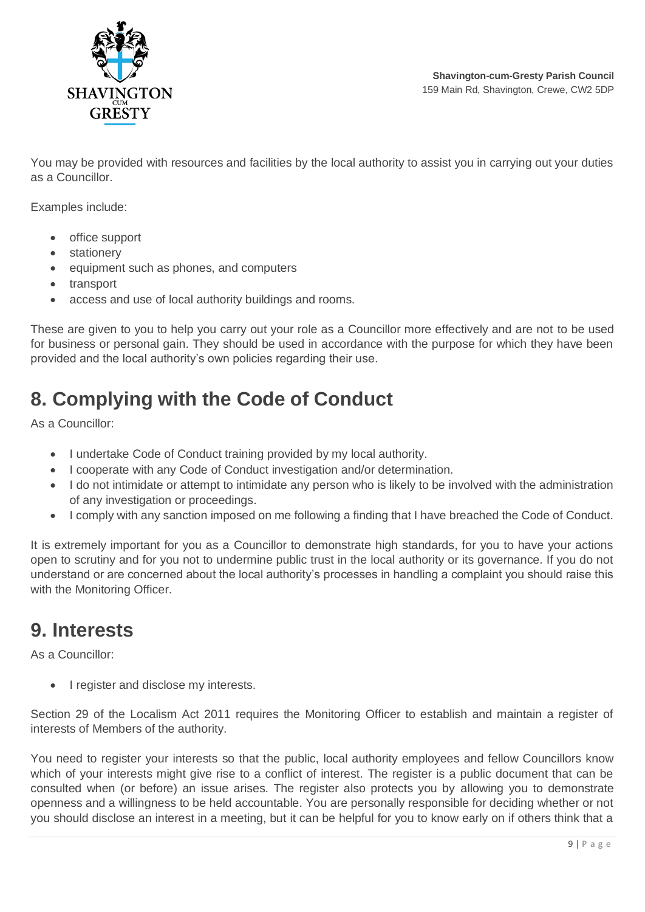You may be provided with resources and facilities by the local authority to assist you in carrying out your duties as a Councillor.

Examples include:

- office support
- stationery
- equipment such as phones, and computers
- transport
- access and use of local authority buildings and rooms.

These are given to you to help you carry out your role as a Councillor more effectively and are not to be used for business or personal gain. They should be used in accordance with the purpose for which they have been provided and the local authority's own policies regarding their use.

## 8. Complying with the Code of Conduct

As a Councillor:

- I undertake Code of Conduct training provided by my local authority.
- I cooperate with any Code of Conduct investigation and/or determination.
- I do not intimidate or attempt to intimidate any person who is likely to be involved with the administration of any investigation or proceedings.
- I comply with any sanction imposed on me following a finding that I have breached the Code of Conduct.

It is extremely important for you as a Councillor to demonstrate high standards, for you to have your actions open to scrutiny and for you not to undermine public trust in the local authority or its governance. If you do not understand or are concerned about the local authority's processes in handling a complaint you should raise this with the Monitoring Officer.

## 9. Interests

As a Councillor:

- I register and disclose my interests.

Section 29 of the Localism Act 2011 requires the Monitoring Officer to establish and maintain a register of interests of Members of the authority.

You need to register your interests so that the public, local authority employees and fellow Councillors know which of your interests might give rise to a conflict of interest. The register is a public document that can be consulted when (or before) an issue arises. The register also protects you by allowing you to demonstrate openness and a willingness to be held accountable. You are personally responsible for deciding whether or not you should disclose an interest in a meeting, but it can be helpful for you to know early on if others think that a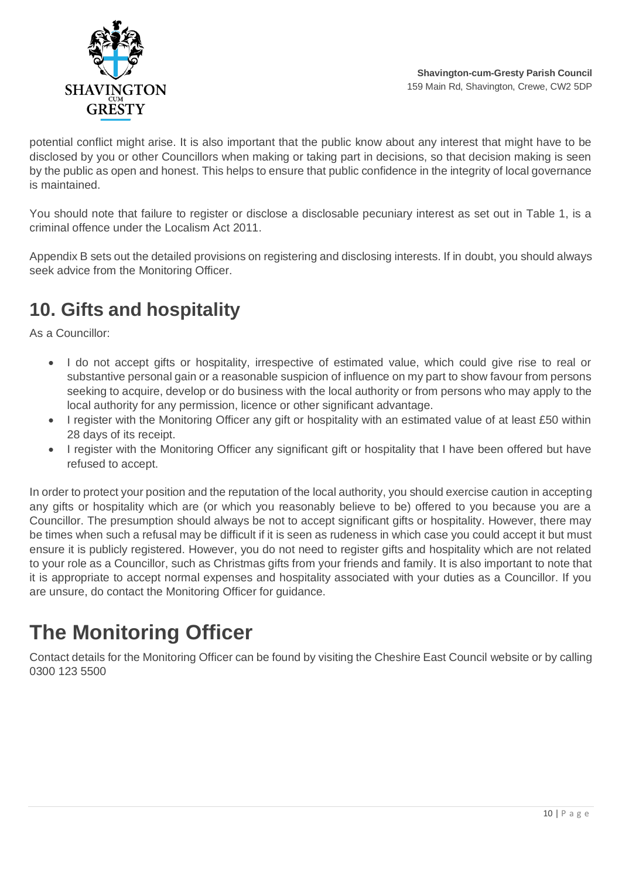potential conflict might arise. It is also important that the public know about any interest that might have to be disclosed by you or other Councillors when making or taking part in decisions, so that decision making is seen by the public as open and honest. This helps to ensure that public confidence in the integrity of local governance is maintained.

You should note that failure to register or disclose a disclosable pecuniary interest as set out in Table 1, is a criminal offence under the Localism Act 2011.

Appendix B sets out the detailed provisions on registering and disclosing interests. If in doubt, you should always seek advice from the Monitoring Officer.

## 10. Gifts and hospitality

As a Councillor:

- I do not accept gifts or hospitality, irrespective of estimated value, which could give rise to real or substantive personal gain or a reasonable suspicion of influence on my part to show favour from persons seeking to acquire, develop or do business with the local authority or from persons who may apply to the local authority for any permission, licence or other significant advantage.
- I register with the Monitoring Officer any gift or hospitality with an estimated value of at least £50 within 28 days of its receipt.
- I register with the Monitoring Officer any significant gift or hospitality that I have been offered but have refused to accept.

In order to protect your position and the reputation of the local authority, you should exercise caution in accepting any gifts or hospitality which are (or which you reasonably believe to be) offered to you because you are a Councillor. The presumption should always be not to accept significant gifts or hospitality. However, there may be times when such a refusal may be difficult if it is seen as rudeness in which case you could accept it but must ensure it is publicly registered. However, you do not need to register gifts and hospitality which are not related to your role as a Councillor, such as Christmas gifts from your friends and family. It is also important to note that it is appropriate to accept normal expenses and hospitality associated with your duties as a Councillor. If you are unsure, do contact the Monitoring Officer for guidance.

# The Monitoring Officer

Contact details for the Monitoring Officer can be found by visiting the Cheshire East Council website or by calling 0300 123 5500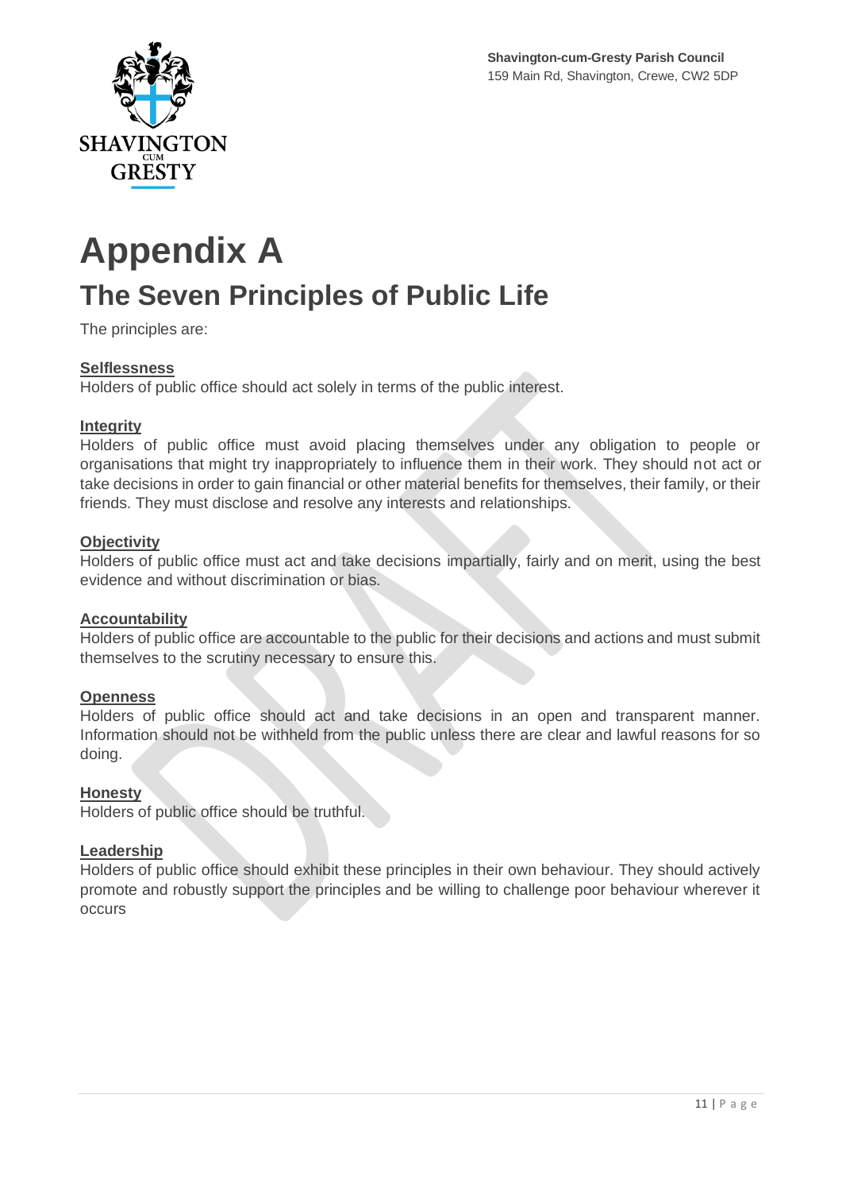# Appendix A

## The Seven Principles of Public Life

The principles are:

**Selflessness**
Holders of public office should act solely in terms of the public interest.

**Integrity**
Holders of public office must avoid placing themselves under any obligation to people or organisations that might try inappropriately to influence them in their work. They should not act or take decisions in order to gain financial or other material benefits for themselves, their family, or their friends. They must disclose and resolve any interests and relationships.

**Objectivity**
Holders of public office must act and take decisions impartially, fairly and on merit, using the best evidence and without discrimination or bias.

**Accountability**
Holders of public office are accountable to the public for their decisions and actions and must submit themselves to the scrutiny necessary to ensure this.

**Openness**
Holders of public office should act and take decisions in an open and transparent manner. Information should not be withheld from the public unless there are clear and lawful reasons for so doing.

**Honesty**
Holders of public office should be truthful.

**Leadership**
Holders of public office should exhibit these principles in their own behaviour. They should actively promote and robustly support the principles and be willing to challenge poor behaviour wherever it occurs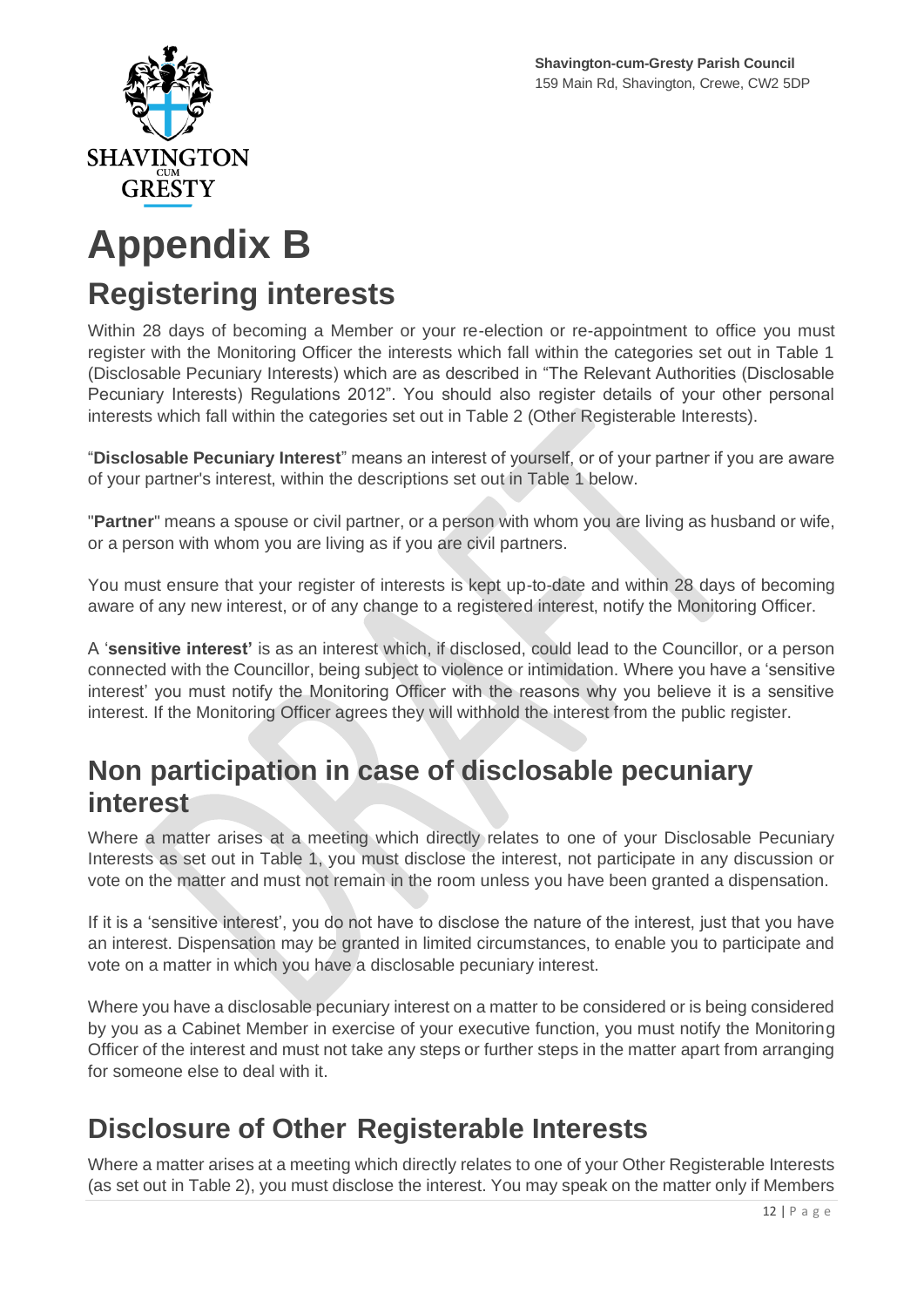# Appendix B

## Registering interests

Within 28 days of becoming a Member or your re-election or re-appointment to office you must register with the Monitoring Officer the interests which fall within the categories set out in Table 1 (Disclosable Pecuniary Interests) which are as described in "The Relevant Authorities (Disclosable Pecuniary Interests) Regulations 2012". You should also register details of your other personal interests which fall within the categories set out in Table 2 (Other Registerable Interests).

"**Disclosable Pecuniary Interest**" means an interest of yourself, or of your partner if you are aware of your partner's interest, within the descriptions set out in Table 1 below.

"**Partner**" means a spouse or civil partner, or a person with whom you are living as husband or wife, or a person with whom you are living as if you are civil partners.

You must ensure that your register of interests is kept up-to-date and within 28 days of becoming aware of any new interest, or of any change to a registered interest, notify the Monitoring Officer.

A '**sensitive interest'** is as an interest which, if disclosed, could lead to the Councillor, or a person connected with the Councillor, being subject to violence or intimidation. Where you have a 'sensitive interest' you must notify the Monitoring Officer with the reasons why you believe it is a sensitive interest. If the Monitoring Officer agrees they will withhold the interest from the public register.

## Non participation in case of disclosable pecuniary interest

Where a matter arises at a meeting which directly relates to one of your Disclosable Pecuniary Interests as set out in Table 1, you must disclose the interest, not participate in any discussion or vote on the matter and must not remain in the room unless you have been granted a dispensation.

If it is a 'sensitive interest', you do not have to disclose the nature of the interest, just that you have an interest. Dispensation may be granted in limited circumstances, to enable you to participate and vote on a matter in which you have a disclosable pecuniary interest.

Where you have a disclosable pecuniary interest on a matter to be considered or is being considered by you as a Cabinet Member in exercise of your executive function, you must notify the Monitoring Officer of the interest and must not take any steps or further steps in the matter apart from arranging for someone else to deal with it.

## Disclosure of Other Registerable Interests

Where a matter arises at a meeting which directly relates to one of your Other Registerable Interests (as set out in Table 2), you must disclose the interest. You may speak on the matter only if Members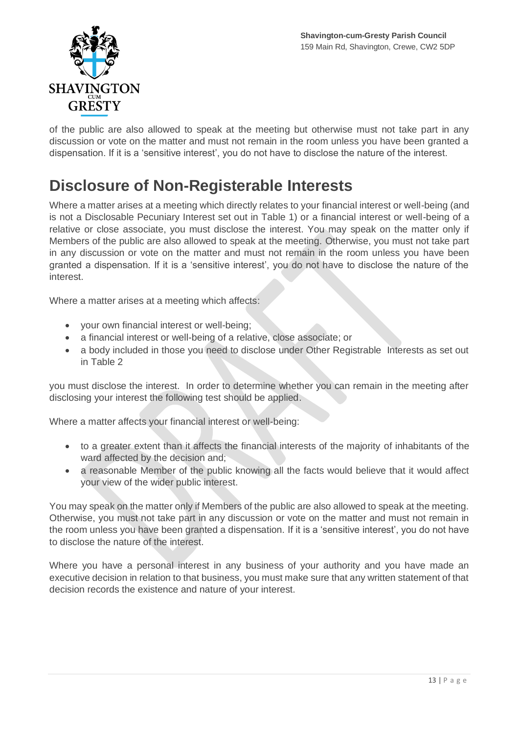of the public are also allowed to speak at the meeting but otherwise must not take part in any discussion or vote on the matter and must not remain in the room unless you have been granted a dispensation. If it is a 'sensitive interest', you do not have to disclose the nature of the interest.

# Disclosure of Non-Registerable Interests

Where a matter arises at a meeting which directly relates to your financial interest or well-being (and is not a Disclosable Pecuniary Interest set out in Table 1) or a financial interest or well-being of a relative or close associate, you must disclose the interest. You may speak on the matter only if Members of the public are also allowed to speak at the meeting. Otherwise, you must not take part in any discussion or vote on the matter and must not remain in the room unless you have been granted a dispensation. If it is a 'sensitive interest', you do not have to disclose the nature of the interest.

Where a matter arises at a meeting which affects:

- your own financial interest or well-being;
- a financial interest or well-being of a relative, close associate; or
- a body included in those you need to disclose under Other Registrable Interests as set out in Table 2

you must disclose the interest. In order to determine whether you can remain in the meeting after disclosing your interest the following test should be applied.

Where a matter affects your financial interest or well-being:

- to a greater extent than it affects the financial interests of the majority of inhabitants of the ward affected by the decision and;
- a reasonable Member of the public knowing all the facts would believe that it would affect your view of the wider public interest.

You may speak on the matter only if Members of the public are also allowed to speak at the meeting. Otherwise, you must not take part in any discussion or vote on the matter and must not remain in the room unless you have been granted a dispensation. If it is a 'sensitive interest', you do not have to disclose the nature of the interest.

Where you have a personal interest in any business of your authority and you have made an executive decision in relation to that business, you must make sure that any written statement of that decision records the existence and nature of your interest.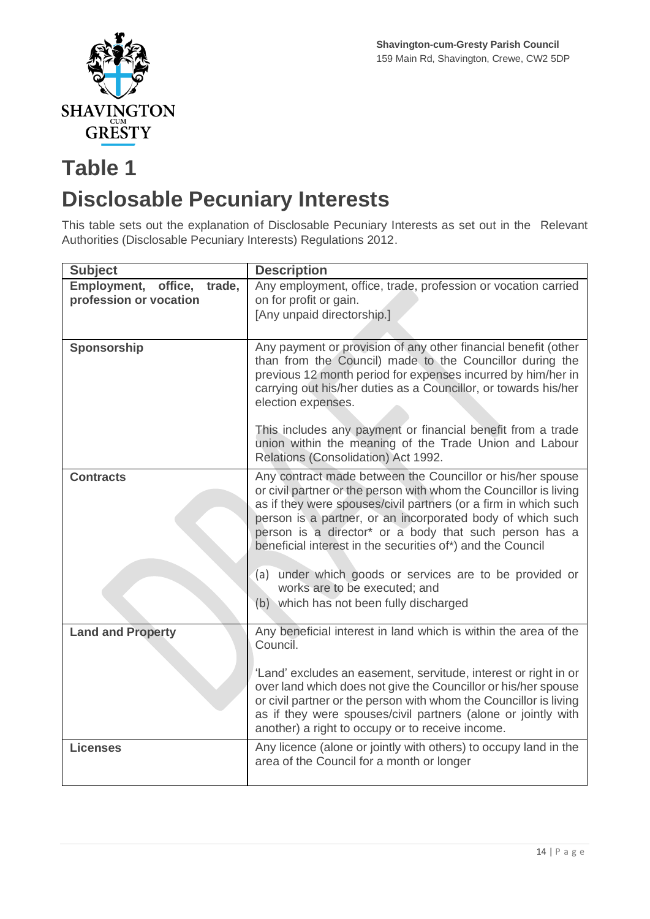# Table 1

# Disclosable Pecuniary Interests

This table sets out the explanation of Disclosable Pecuniary Interests as set out in the Relevant Authorities (Disclosable Pecuniary Interests) Regulations 2012.

| Subject | Description |
|---|---|
| **Employment, office, trade, profession or vocation** | Any employment, office, trade, profession or vocation carried on for profit or gain.<br>[Any unpaid directorship.] |
| **Sponsorship** | Any payment or provision of any other financial benefit (other than from the Council) made to the Councillor during the previous 12 month period for expenses incurred by him/her in carrying out his/her duties as a Councillor, or towards his/her election expenses.<br><br>This includes any payment or financial benefit from a trade union within the meaning of the Trade Union and Labour Relations (Consolidation) Act 1992. |
| **Contracts** | Any contract made between the Councillor or his/her spouse or civil partner or the person with whom the Councillor is living as if they were spouses/civil partners (or a firm in which such person is a partner, or an incorporated body of which such person is a director* or a body that such person has a beneficial interest in the securities of*) and the Council<br><br>(a) under which goods or services are to be provided or works are to be executed; and<br>(b) which has not been fully discharged |
| **Land and Property** | Any beneficial interest in land which is within the area of the Council.<br><br>'Land' excludes an easement, servitude, interest or right in or over land which does not give the Councillor or his/her spouse or civil partner or the person with whom the Councillor is living as if they were spouses/civil partners (alone or jointly with another) a right to occupy or to receive income. |
| **Licenses** | Any licence (alone or jointly with others) to occupy land in the area of the Council for a month or longer |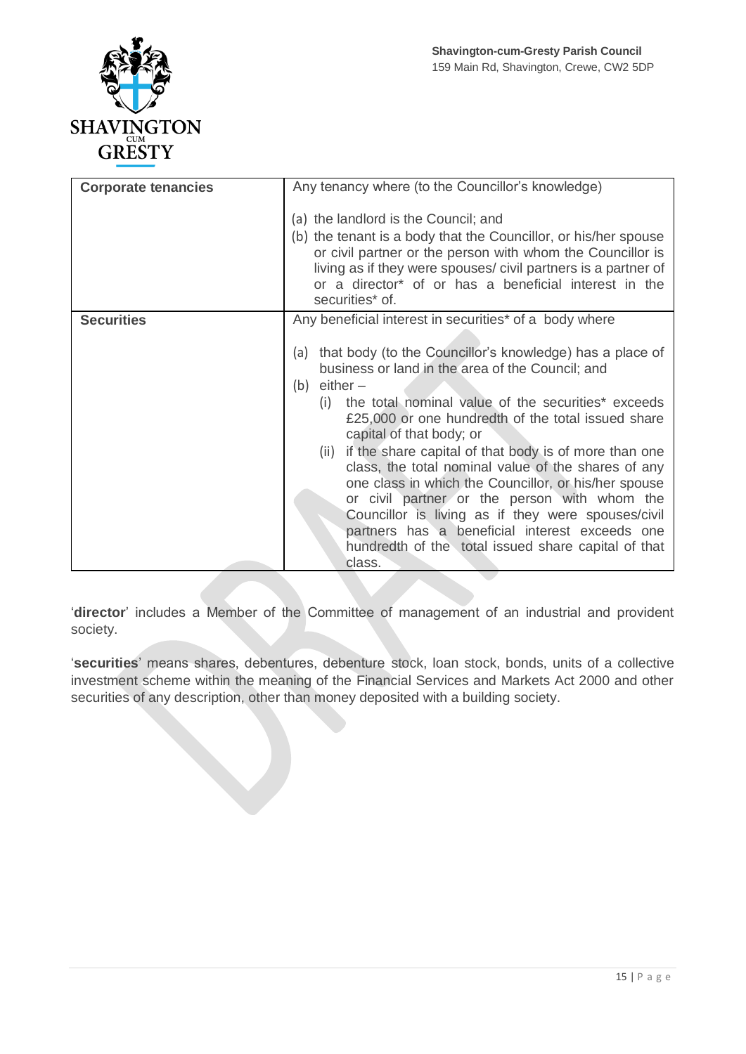| | |
|---|---|
| **Corporate tenancies** | Any tenancy where (to the Councillor's knowledge)<br><br>(a) the landlord is the Council; and<br>(b) the tenant is a body that the Councillor, or his/her spouse or civil partner or the person with whom the Councillor is living as if they were spouses/ civil partners is a partner of or a director* of or has a beneficial interest in the securities* of. |
| **Securities** | Any beneficial interest in securities* of a body where<br><br>(a) that body (to the Councillor's knowledge) has a place of business or land in the area of the Council; and<br>(b) either –<br>(i) the total nominal value of the securities* exceeds £25,000 or one hundredth of the total issued share capital of that body; or<br>(ii) if the share capital of that body is of more than one class, the total nominal value of the shares of any one class in which the Councillor, or his/her spouse or civil partner or the person with whom the Councillor is living as if they were spouses/civil partners has a beneficial interest exceeds one hundredth of the total issued share capital of that class. |

'**director**' includes a Member of the Committee of management of an industrial and provident society.

'**securities**' means shares, debentures, debenture stock, loan stock, bonds, units of a collective investment scheme within the meaning of the Financial Services and Markets Act 2000 and other securities of any description, other than money deposited with a building society.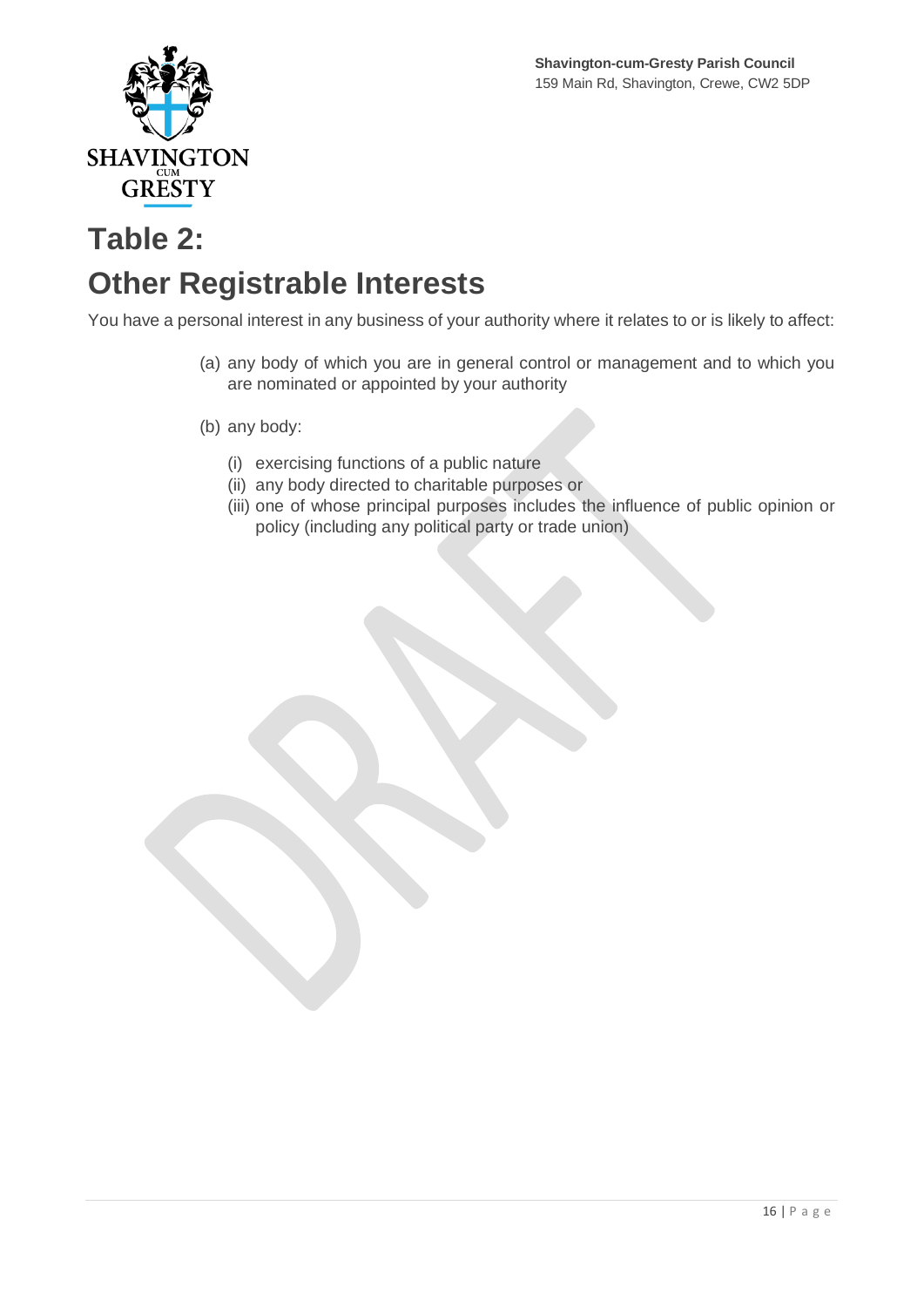# Table 2:
# Other Registrable Interests

You have a personal interest in any business of your authority where it relates to or is likely to affect:

(a) any body of which you are in general control or management and to which you are nominated or appointed by your authority

(b) any body:

  (i) exercising functions of a public nature
  (ii) any body directed to charitable purposes or
  (iii) one of whose principal purposes includes the influence of public opinion or policy (including any political party or trade union)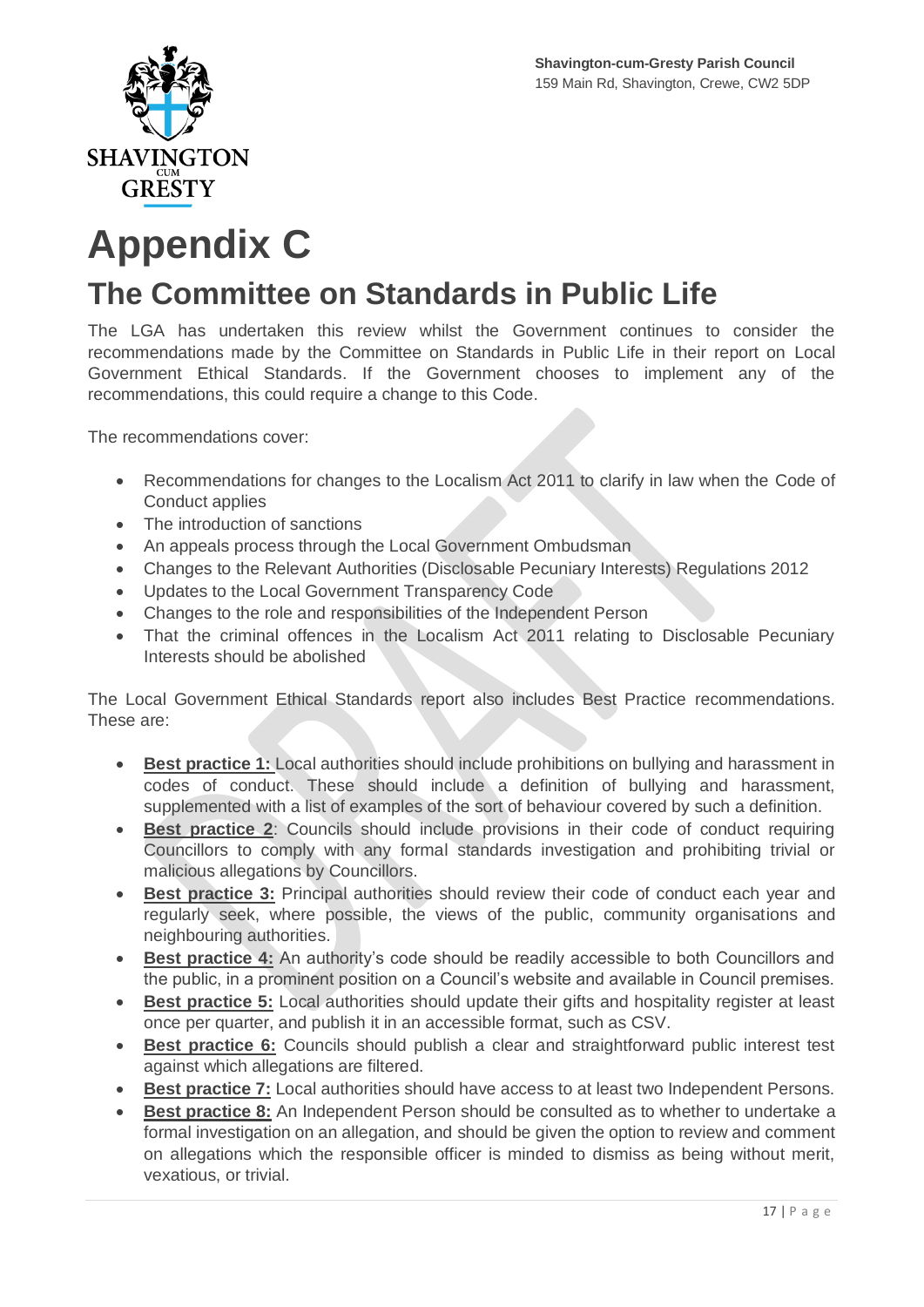Shavington-cum-Gresty Parish Council
159 Main Rd, Shavington, Crewe, CW2 5DP

# Appendix C

## The Committee on Standards in Public Life

The LGA has undertaken this review whilst the Government continues to consider the recommendations made by the Committee on Standards in Public Life in their report on Local Government Ethical Standards. If the Government chooses to implement any of the recommendations, this could require a change to this Code.

The recommendations cover:

- Recommendations for changes to the Localism Act 2011 to clarify in law when the Code of Conduct applies
- The introduction of sanctions
- An appeals process through the Local Government Ombudsman
- Changes to the Relevant Authorities (Disclosable Pecuniary Interests) Regulations 2012
- Updates to the Local Government Transparency Code
- Changes to the role and responsibilities of the Independent Person
- That the criminal offences in the Localism Act 2011 relating to Disclosable Pecuniary Interests should be abolished

The Local Government Ethical Standards report also includes Best Practice recommendations. These are:

- **Best practice 1:** Local authorities should include prohibitions on bullying and harassment in codes of conduct. These should include a definition of bullying and harassment, supplemented with a list of examples of the sort of behaviour covered by such a definition.
- **Best practice 2**: Councils should include provisions in their code of conduct requiring Councillors to comply with any formal standards investigation and prohibiting trivial or malicious allegations by Councillors.
- **Best practice 3:** Principal authorities should review their code of conduct each year and regularly seek, where possible, the views of the public, community organisations and neighbouring authorities.
- **Best practice 4:** An authority's code should be readily accessible to both Councillors and the public, in a prominent position on a Council's website and available in Council premises.
- **Best practice 5:** Local authorities should update their gifts and hospitality register at least once per quarter, and publish it in an accessible format, such as CSV.
- **Best practice 6:** Councils should publish a clear and straightforward public interest test against which allegations are filtered.
- **Best practice 7:** Local authorities should have access to at least two Independent Persons.
- **Best practice 8:** An Independent Person should be consulted as to whether to undertake a formal investigation on an allegation, and should be given the option to review and comment on allegations which the responsible officer is minded to dismiss as being without merit, vexatious, or trivial.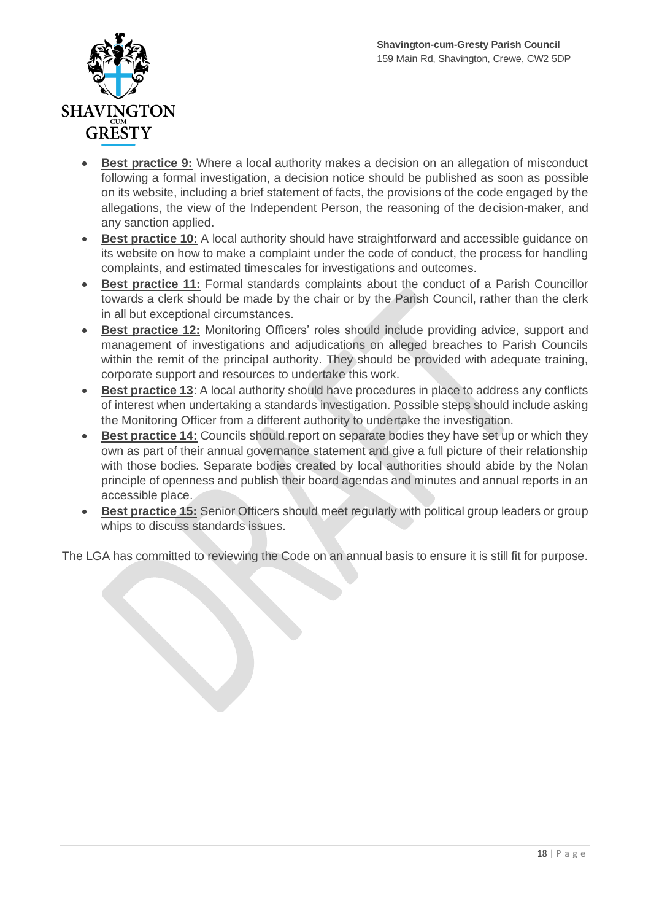- **Best practice 9:** Where a local authority makes a decision on an allegation of misconduct following a formal investigation, a decision notice should be published as soon as possible on its website, including a brief statement of facts, the provisions of the code engaged by the allegations, the view of the Independent Person, the reasoning of the decision-maker, and any sanction applied.
- **Best practice 10:** A local authority should have straightforward and accessible guidance on its website on how to make a complaint under the code of conduct, the process for handling complaints, and estimated timescales for investigations and outcomes.
- **Best practice 11:** Formal standards complaints about the conduct of a Parish Councillor towards a clerk should be made by the chair or by the Parish Council, rather than the clerk in all but exceptional circumstances.
- **Best practice 12:** Monitoring Officers' roles should include providing advice, support and management of investigations and adjudications on alleged breaches to Parish Councils within the remit of the principal authority. They should be provided with adequate training, corporate support and resources to undertake this work.
- **Best practice 13**: A local authority should have procedures in place to address any conflicts of interest when undertaking a standards investigation. Possible steps should include asking the Monitoring Officer from a different authority to undertake the investigation.
- **Best practice 14:** Councils should report on separate bodies they have set up or which they own as part of their annual governance statement and give a full picture of their relationship with those bodies. Separate bodies created by local authorities should abide by the Nolan principle of openness and publish their board agendas and minutes and annual reports in an accessible place.
- **Best practice 15:** Senior Officers should meet regularly with political group leaders or group whips to discuss standards issues.

The LGA has committed to reviewing the Code on an annual basis to ensure it is still fit for purpose.